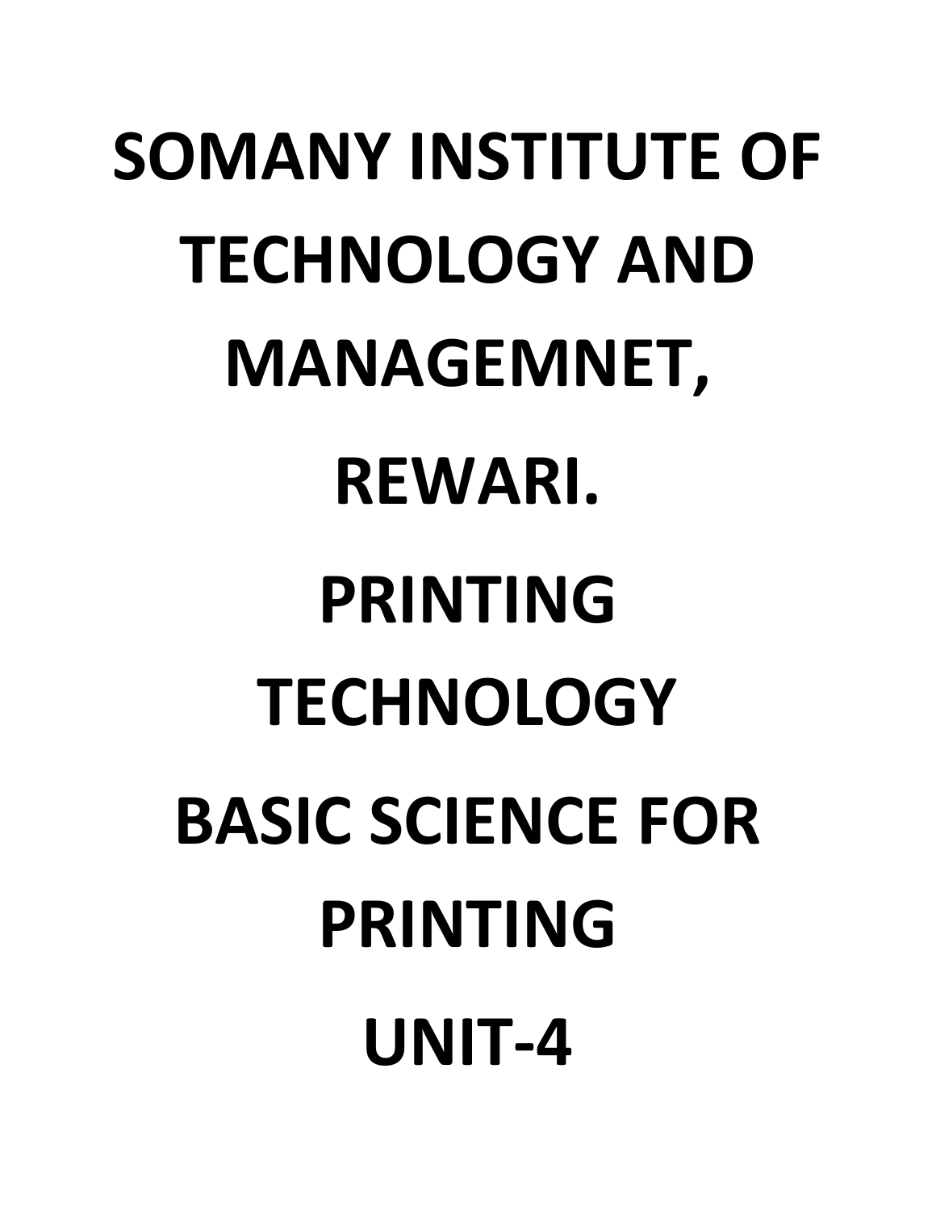# SOMANY INSTITUTE OF TECHNOLOGY AND MANAGEMNET, REWARI.

# PRINTING TECHNOLOGY

# BASIC SCIENCE FOR PRINTING

# UNIT-4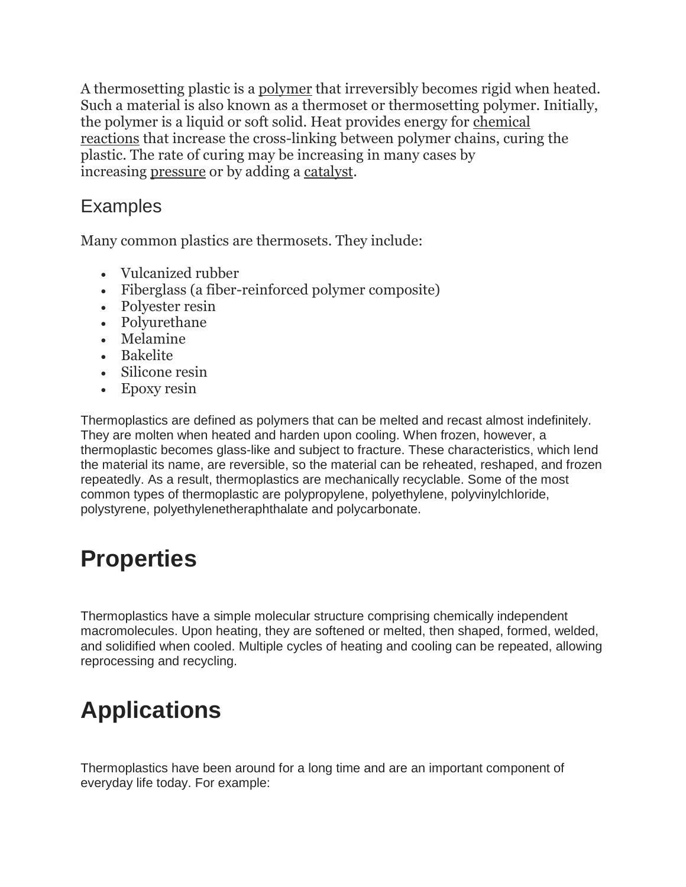A thermosetting plastic is a polymer that irreversibly becomes rigid when heated. Such a material is also known as a thermoset or thermosetting polymer. Initially, the polymer is a liquid or soft solid. Heat provides energy for chemical reactions that increase the cross-linking between polymer chains, curing the plastic. The rate of curing may be increasing in many cases by increasing pressure or by adding a catalyst.

## Examples

Many common plastics are thermosets. They include:

- Vulcanized rubber
- Fiberglass (a fiber-reinforced polymer composite)
- Polyester resin
- Polyurethane
- Melamine
- Bakelite
- Silicone resin
- Epoxy resin

Thermoplastics are defined as polymers that can be melted and recast almost indefinitely. They are molten when heated and harden upon cooling. When frozen, however, a thermoplastic becomes glass-like and subject to fracture. These characteristics, which lend the material its name, are reversible, so the material can be reheated, reshaped, and frozen repeatedly. As a result, thermoplastics are mechanically recyclable. Some of the most common types of thermoplastic are polypropylene, polyethylene, polyvinylchloride, polystyrene, polyethylenetheraphthalate and polycarbonate.

# Properties

Thermoplastics have a simple molecular structure comprising chemically independent macromolecules. Upon heating, they are softened or melted, then shaped, formed, welded, and solidified when cooled. Multiple cycles of heating and cooling can be repeated, allowing reprocessing and recycling.

# Applications

Thermoplastics have been around for a long time and are an important component of everyday life today. For example: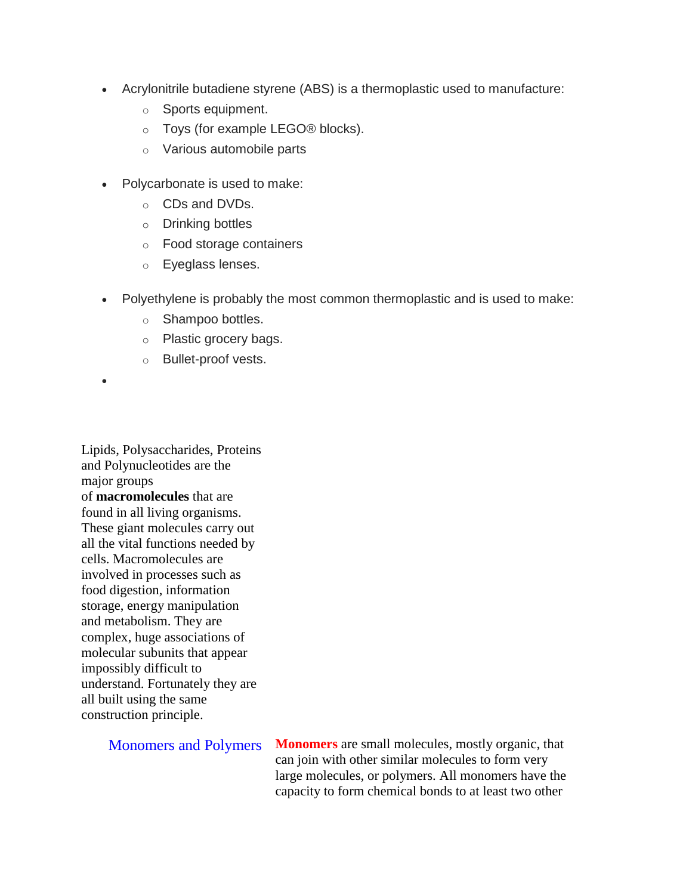- Acrylonitrile butadiene styrene (ABS) is a thermoplastic used to manufacture:
  - Sports equipment.
  - Toys (for example LEGO® blocks).
  - Various automobile parts

- Polycarbonate is used to make:
  - CDs and DVDs.
  - Drinking bottles
  - Food storage containers
  - Eyeglass lenses.

- Polyethylene is probably the most common thermoplastic and is used to make:
  - Shampoo bottles.
  - Plastic grocery bags.
  - Bullet-proof vests.

Lipids, Polysaccharides, Proteins and Polynucleotides are the major groups of **macromolecules** that are found in all living organisms. These giant molecules carry out all the vital functions needed by cells. Macromolecules are involved in processes such as food digestion, information storage, energy manipulation and metabolism. They are complex, huge associations of molecular subunits that appear impossibly difficult to understand. Fortunately they are all built using the same construction principle.

## Monomers and Polymers

**Monomers** are small molecules, mostly organic, that can join with other similar molecules to form very large molecules, or polymers. All monomers have the capacity to form chemical bonds to at least two other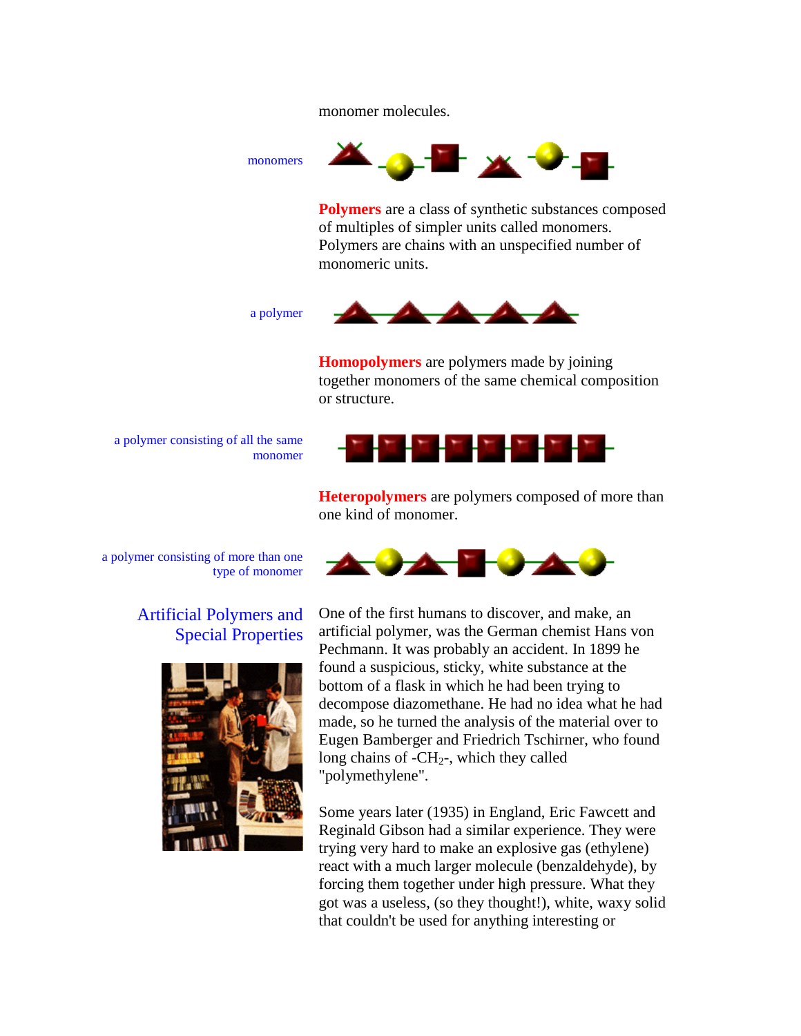monomer molecules.

monomers

**Polymers** are a class of synthetic substances composed of multiples of simpler units called monomers. Polymers are chains with an unspecified number of monomeric units.

a polymer

**Homopolymers** are polymers made by joining together monomers of the same chemical composition or structure.

a polymer consisting of all the same monomer

**Heteropolymers** are polymers composed of more than one kind of monomer.

a polymer consisting of more than one type of monomer

## Artificial Polymers and Special Properties

One of the first humans to discover, and make, an artificial polymer, was the German chemist Hans von Pechmann. It was probably an accident. In 1899 he found a suspicious, sticky, white substance at the bottom of a flask in which he had been trying to decompose diazomethane. He had no idea what he had made, so he turned the analysis of the material over to Eugen Bamberger and Friedrich Tschirner, who found long chains of -$CH_2$-, which they called "polymethylene".

Some years later (1935) in England, Eric Fawcett and Reginald Gibson had a similar experience. They were trying very hard to make an explosive gas (ethylene) react with a much larger molecule (benzaldehyde), by forcing them together under high pressure. What they got was a useless, (so they thought!), white, waxy solid that couldn't be used for anything interesting or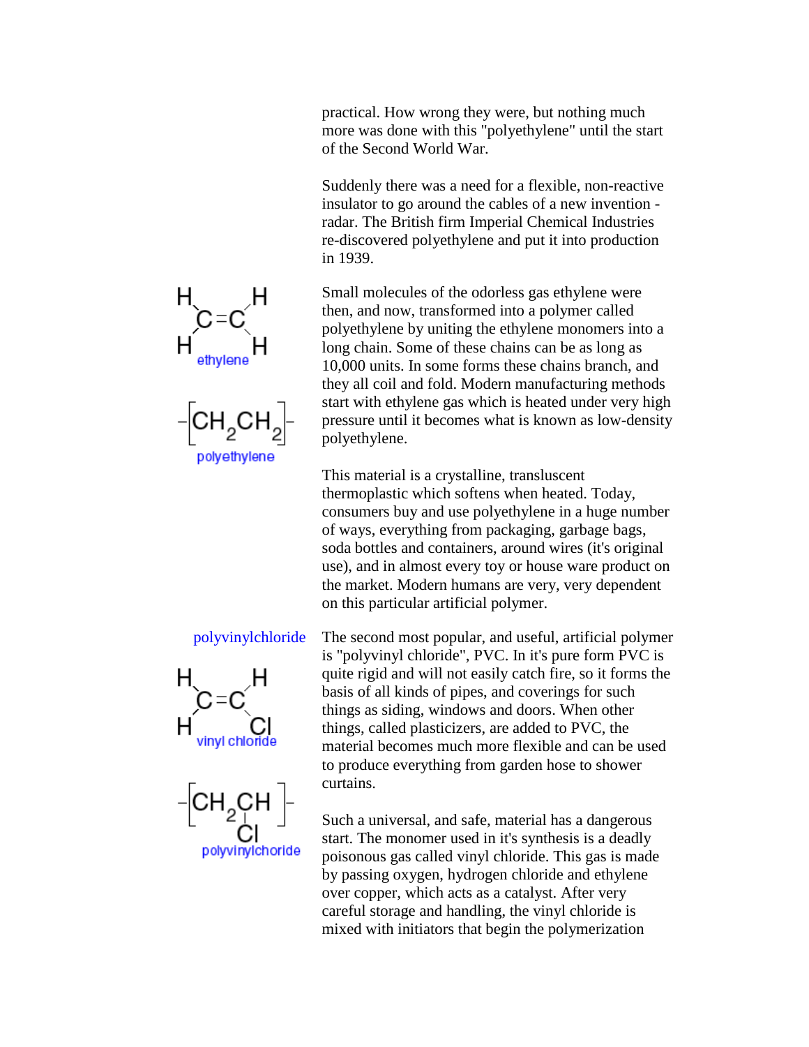practical. How wrong they were, but nothing much more was done with this "polyethylene" until the start of the Second World War.

Suddenly there was a need for a flexible, non-reactive insulator to go around the cables of a new invention - radar. The British firm Imperial Chemical Industries re-discovered polyethylene and put it into production in 1939.

ethylene

polyethylene

Small molecules of the odorless gas ethylene were then, and now, transformed into a polymer called polyethylene by uniting the ethylene monomers into a long chain. Some of these chains can be as long as 10,000 units. In some forms these chains branch, and they all coil and fold. Modern manufacturing methods start with ethylene gas which is heated under very high pressure until it becomes what is known as low-density polyethylene.

This material is a crystalline, transluscent thermoplastic which softens when heated. Today, consumers buy and use polyethylene in a huge number of ways, everything from packaging, garbage bags, soda bottles and containers, around wires (it's original use), and in almost every toy or house ware product on the market. Modern humans are very, very dependent on this particular artificial polymer.

polyvinylchloride

vinyl chloride

polyvinylchoride

The second most popular, and useful, artificial polymer is "polyvinyl chloride", PVC. In it's pure form PVC is quite rigid and will not easily catch fire, so it forms the basis of all kinds of pipes, and coverings for such things as siding, windows and doors. When other things, called plasticizers, are added to PVC, the material becomes much more flexible and can be used to produce everything from garden hose to shower curtains.

Such a universal, and safe, material has a dangerous start. The monomer used in it's synthesis is a deadly poisonous gas called vinyl chloride. This gas is made by passing oxygen, hydrogen chloride and ethylene over copper, which acts as a catalyst. After very careful storage and handling, the vinyl chloride is mixed with initiators that begin the polymerization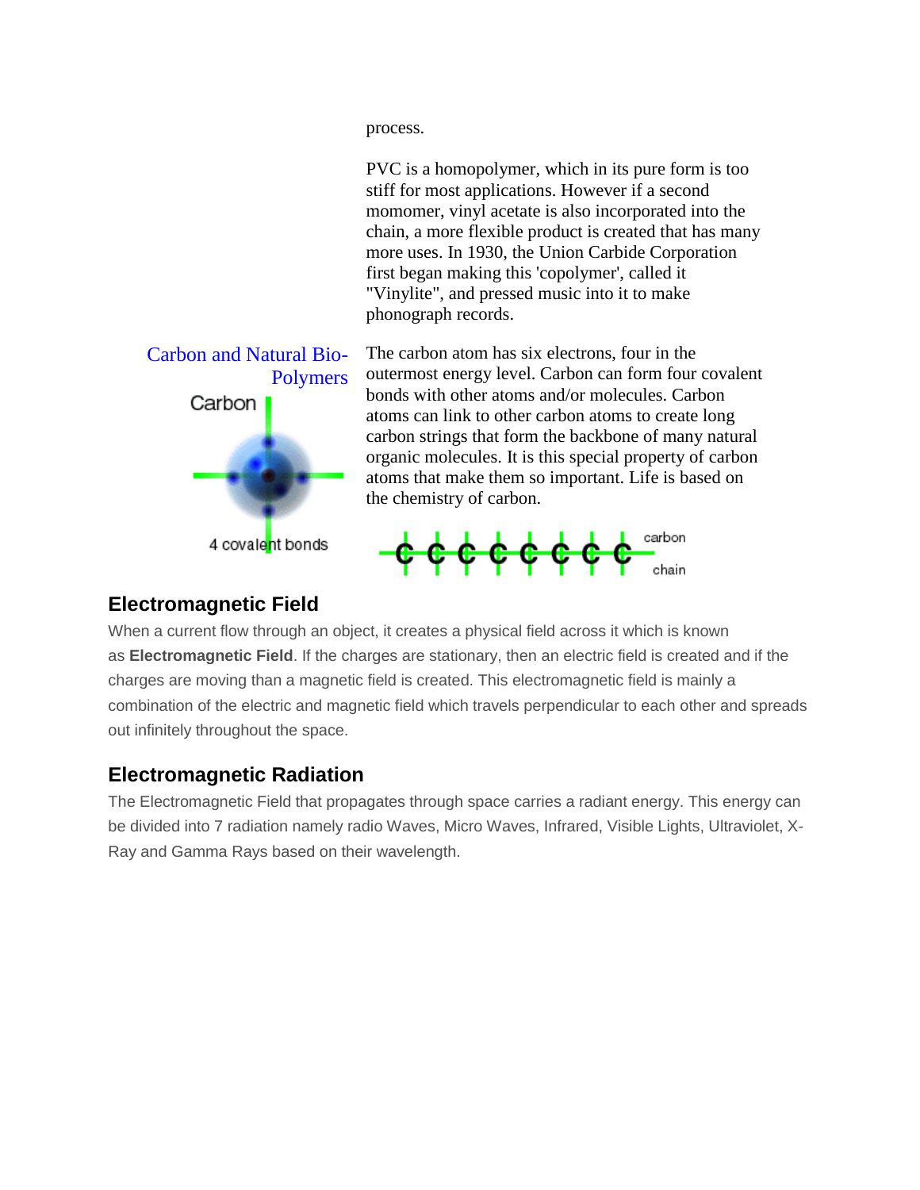process.

PVC is a homopolymer, which in its pure form is too stiff for most applications. However if a second momomer, vinyl acetate is also incorporated into the chain, a more flexible product is created that has many more uses. In 1930, the Union Carbide Corporation first began making this 'copolymer', called it "Vinylite", and pressed music into it to make phonograph records.

Carbon and Natural Bio-Polymers

Carbon

4 covalent bonds

The carbon atom has six electrons, four in the outermost energy level. Carbon can form four covalent bonds with other atoms and/or molecules. Carbon atoms can link to other carbon atoms to create long carbon strings that form the backbone of many natural organic molecules. It is this special property of carbon atoms that make them so important. Life is based on the chemistry of carbon.

C C C C C C C C carbon chain

## Electromagnetic Field

When a current flow through an object, it creates a physical field across it which is known as **Electromagnetic Field**. If the charges are stationary, then an electric field is created and if the charges are moving than a magnetic field is created. This electromagnetic field is mainly a combination of the electric and magnetic field which travels perpendicular to each other and spreads out infinitely throughout the space.

## Electromagnetic Radiation

The Electromagnetic Field that propagates through space carries a radiant energy. This energy can be divided into 7 radiation namely radio Waves, Micro Waves, Infrared, Visible Lights, Ultraviolet, X-Ray and Gamma Rays based on their wavelength.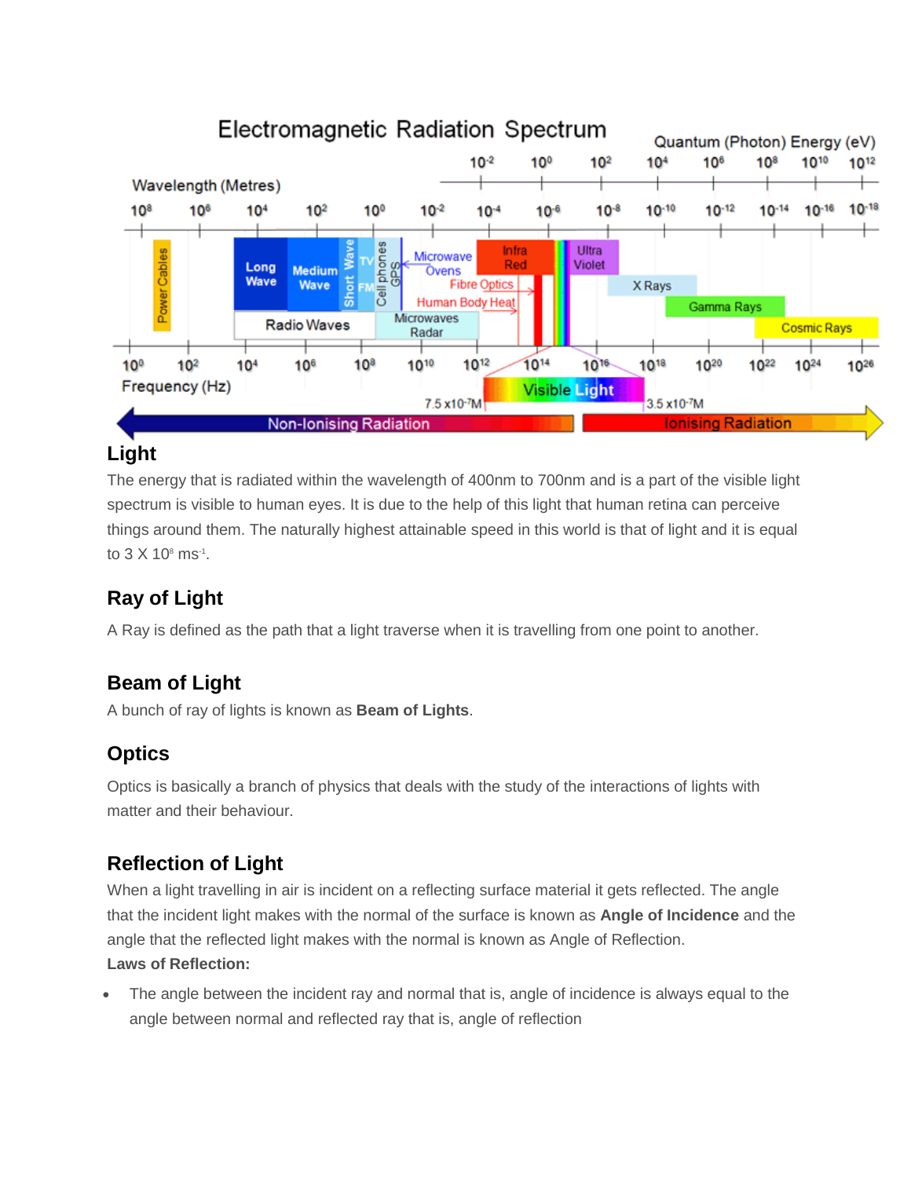## Light

The energy that is radiated within the wavelength of 400nm to 700nm and is a part of the visible light spectrum is visible to human eyes. It is due to the help of this light that human retina can perceive things around them. The naturally highest attainable speed in this world is that of light and it is equal to $3 \times 10^8$ $ms^{-1}$.

## Ray of Light

A Ray is defined as the path that a light traverse when it is travelling from one point to another.

## Beam of Light

A bunch of ray of lights is known as **Beam of Lights**.

## Optics

Optics is basically a branch of physics that deals with the study of the interactions of lights with matter and their behaviour.

## Reflection of Light

When a light travelling in air is incident on a reflecting surface material it gets reflected. The angle that the incident light makes with the normal of the surface is known as **Angle of Incidence** and the angle that the reflected light makes with the normal is known as Angle of Reflection.

**Laws of Reflection:**

- The angle between the incident ray and normal that is, angle of incidence is always equal to the angle between normal and reflected ray that is, angle of reflection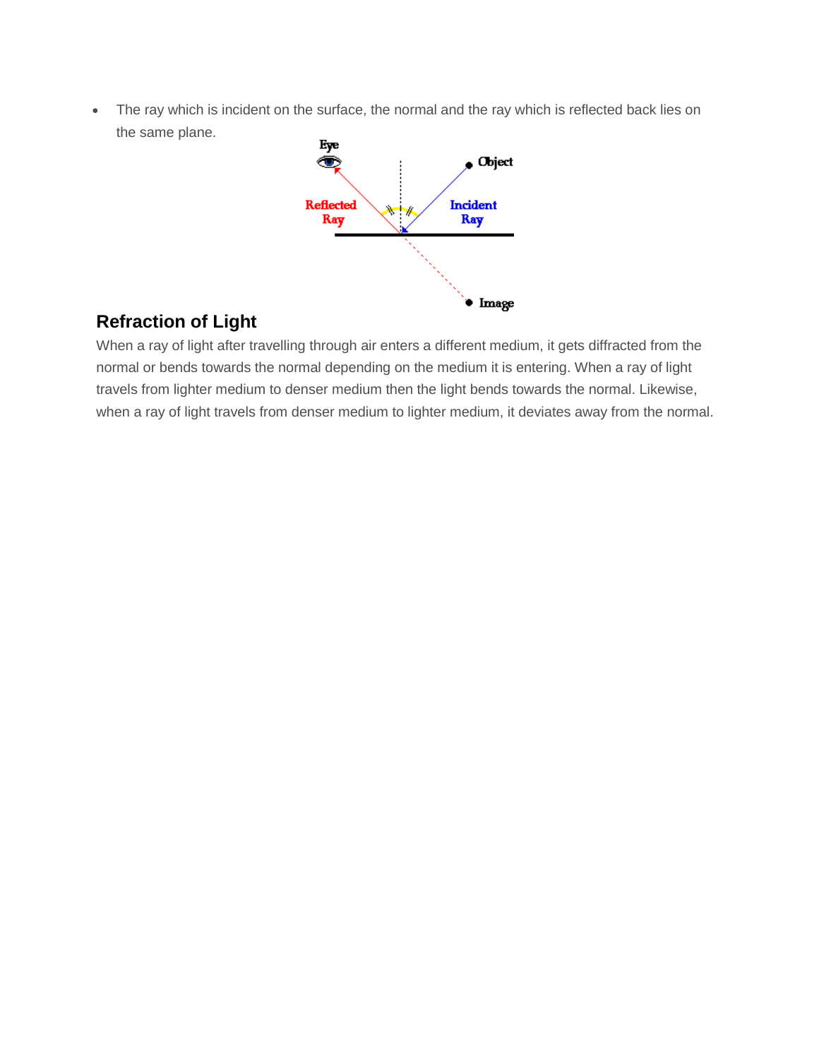- The ray which is incident on the surface, the normal and the ray which is reflected back lies on the same plane.

## Refraction of Light

When a ray of light after travelling through air enters a different medium, it gets diffracted from the normal or bends towards the normal depending on the medium it is entering. When a ray of light travels from lighter medium to denser medium then the light bends towards the normal. Likewise, when a ray of light travels from denser medium to lighter medium, it deviates away from the normal.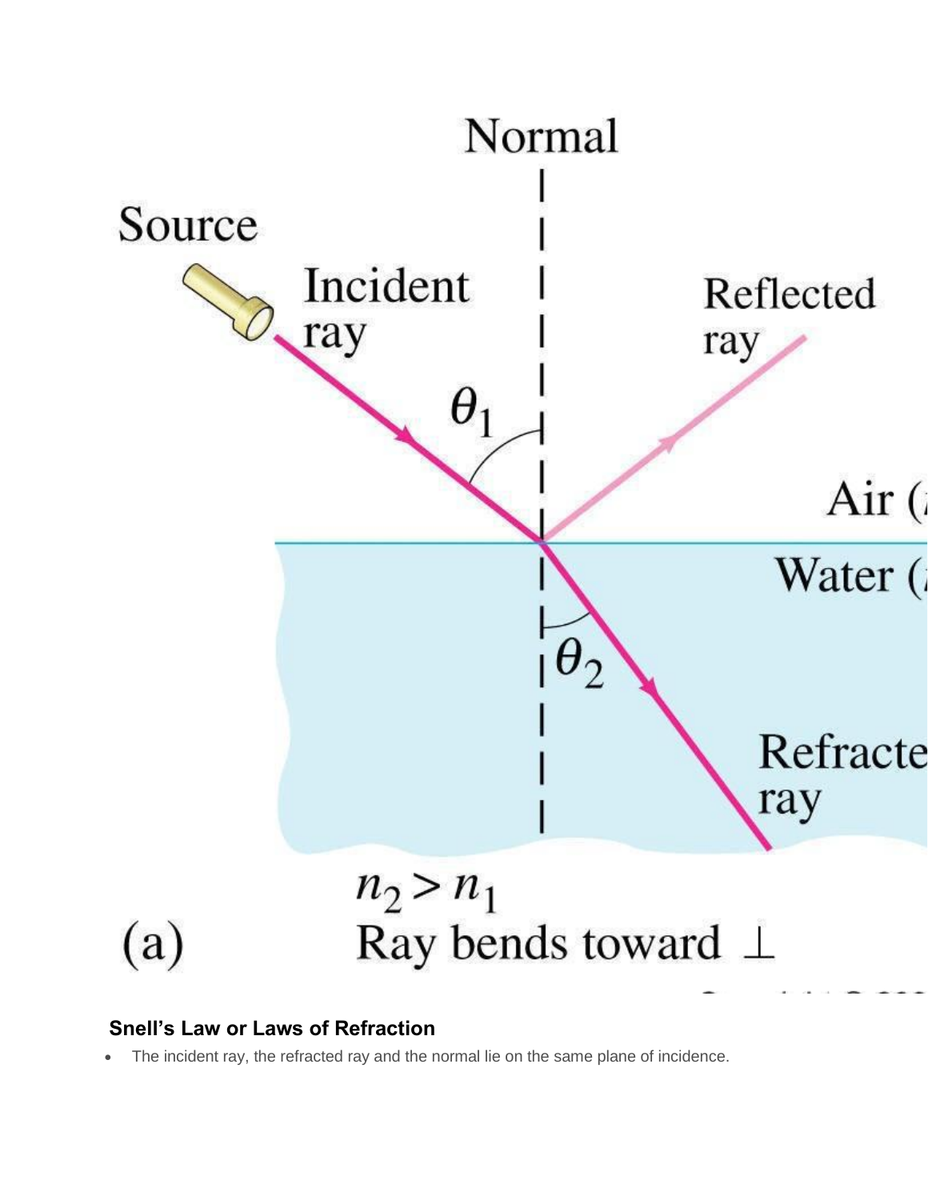## Snell's Law or Laws of Refraction

- The incident ray, the refracted ray and the normal lie on the same plane of incidence.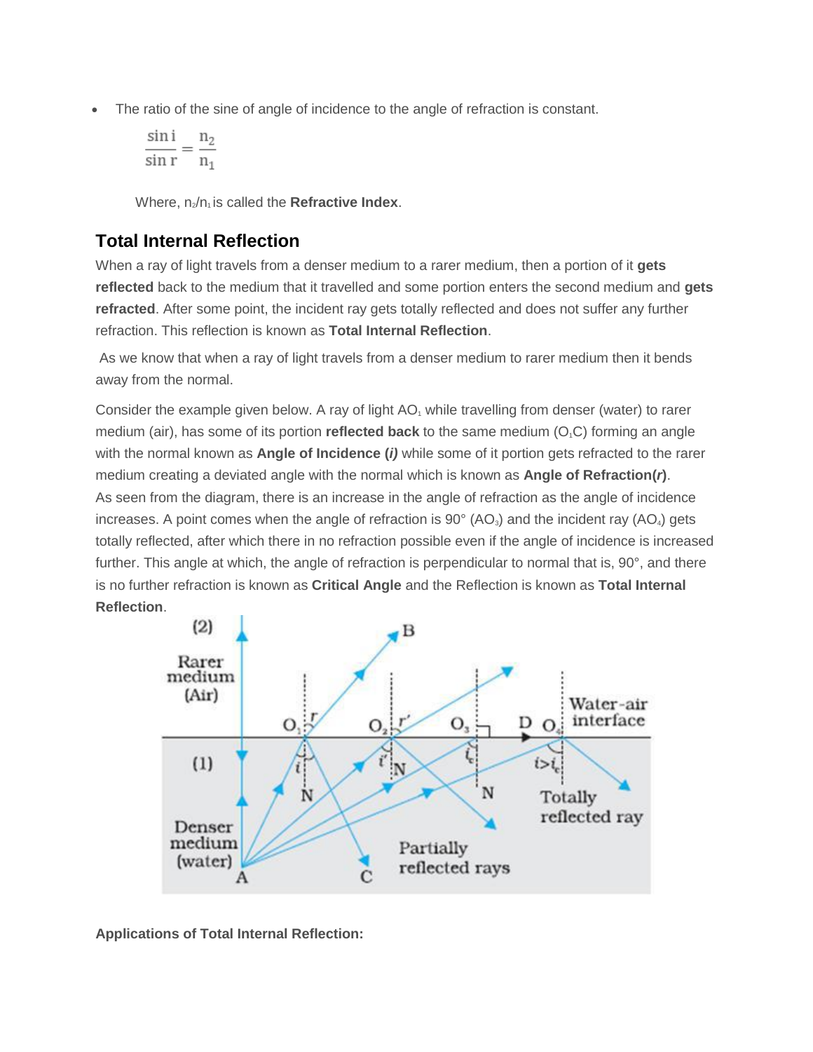- The ratio of the sine of angle of incidence to the angle of refraction is constant.

$$\frac{\sin i}{\sin r} = \frac{n_2}{n_1}$$

Where, $n_2/n_1$ is called the **Refractive Index**.

## Total Internal Reflection

When a ray of light travels from a denser medium to a rarer medium, then a portion of it **gets reflected** back to the medium that it travelled and some portion enters the second medium and **gets refracted**. After some point, the incident ray gets totally reflected and does not suffer any further refraction. This reflection is known as **Total Internal Reflection**.

As we know that when a ray of light travels from a denser medium to rarer medium then it bends away from the normal.

Consider the example given below. A ray of light $AO_1$ while travelling from denser (water) to rarer medium (air), has some of its portion **reflected back** to the same medium ($O_1C$) forming an angle with the normal known as **Angle of Incidence (*i*)** while some of it portion gets refracted to the rarer medium creating a deviated angle with the normal which is known as **Angle of Refraction(*r*)**. As seen from the diagram, there is an increase in the angle of refraction as the angle of incidence increases. A point comes when the angle of refraction is 90° ($AO_3$) and the incident ray ($AO_4$) gets totally reflected, after which there in no refraction possible even if the angle of incidence is increased further. This angle at which, the angle of refraction is perpendicular to normal that is, 90°, and there is no further refraction is known as **Critical Angle** and the Reflection is known as **Total Internal Reflection**.

**Applications of Total Internal Reflection:**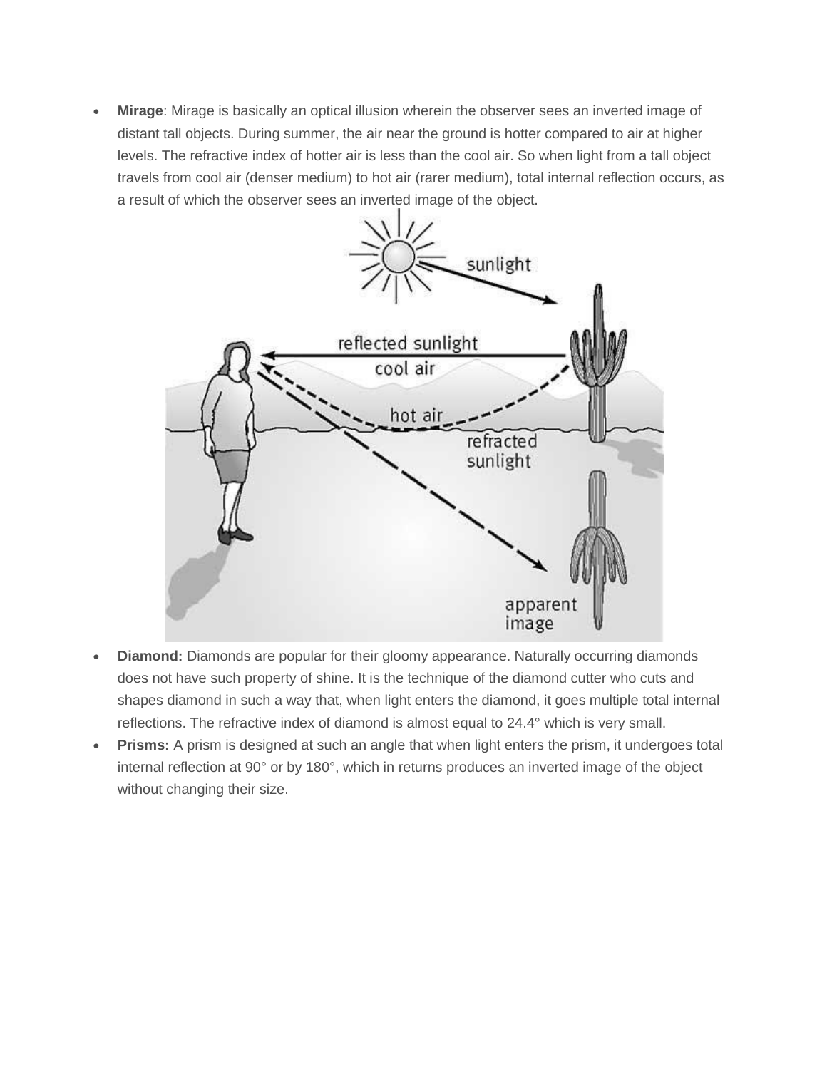- **Mirage**: Mirage is basically an optical illusion wherein the observer sees an inverted image of distant tall objects. During summer, the air near the ground is hotter compared to air at higher levels. The refractive index of hotter air is less than the cool air. So when light from a tall object travels from cool air (denser medium) to hot air (rarer medium), total internal reflection occurs, as a result of which the observer sees an inverted image of the object.

- **Diamond:** Diamonds are popular for their gloomy appearance. Naturally occurring diamonds does not have such property of shine. It is the technique of the diamond cutter who cuts and shapes diamond in such a way that, when light enters the diamond, it goes multiple total internal reflections. The refractive index of diamond is almost equal to 24.4° which is very small.
- **Prisms:** A prism is designed at such an angle that when light enters the prism, it undergoes total internal reflection at 90° or by 180°, which in returns produces an inverted image of the object without changing their size.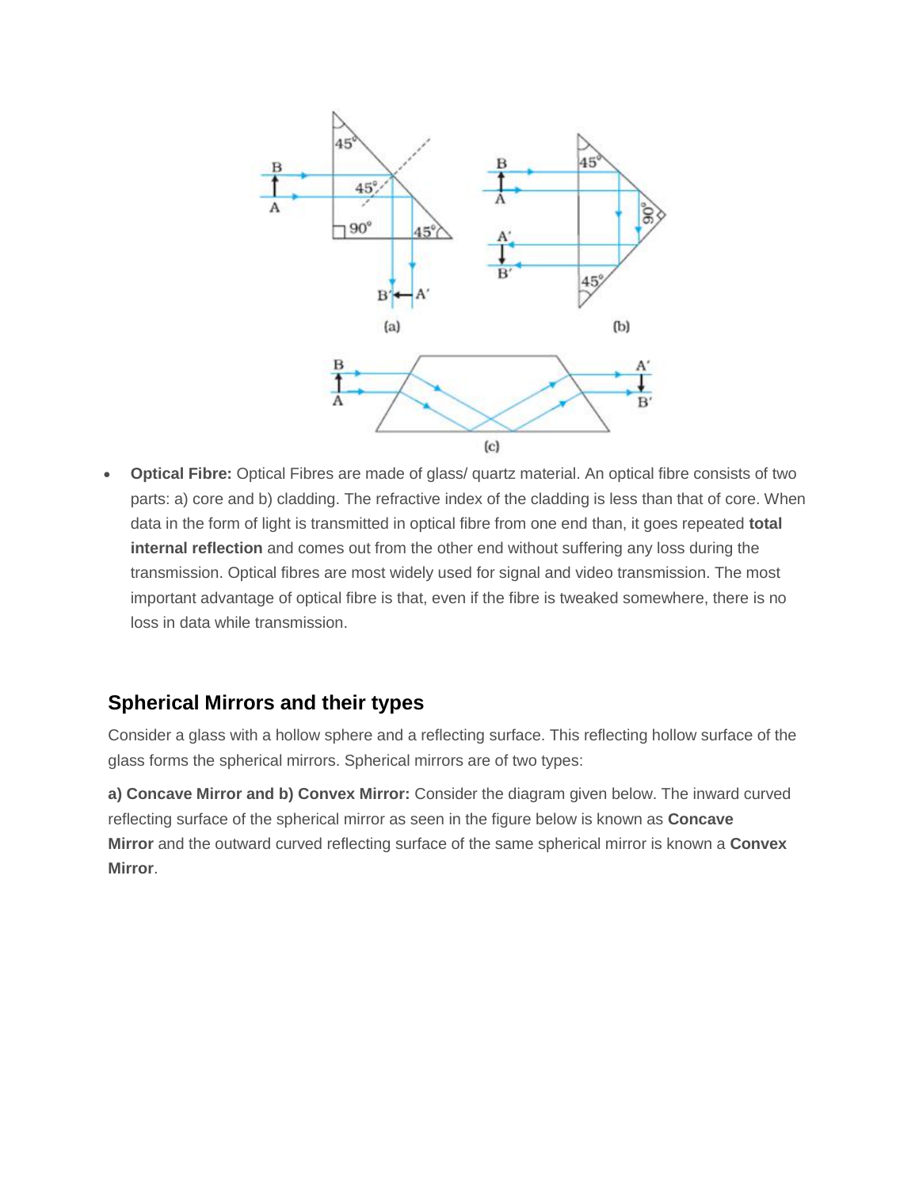- **Optical Fibre:** Optical Fibres are made of glass/ quartz material. An optical fibre consists of two parts: a) core and b) cladding. The refractive index of the cladding is less than that of core. When data in the form of light is transmitted in optical fibre from one end than, it goes repeated **total internal reflection** and comes out from the other end without suffering any loss during the transmission. Optical fibres are most widely used for signal and video transmission. The most important advantage of optical fibre is that, even if the fibre is tweaked somewhere, there is no loss in data while transmission.

## Spherical Mirrors and their types

Consider a glass with a hollow sphere and a reflecting surface. This reflecting hollow surface of the glass forms the spherical mirrors. Spherical mirrors are of two types:

**a) Concave Mirror and b) Convex Mirror:** Consider the diagram given below. The inward curved reflecting surface of the spherical mirror as seen in the figure below is known as **Concave Mirror** and the outward curved reflecting surface of the same spherical mirror is known a **Convex Mirror**.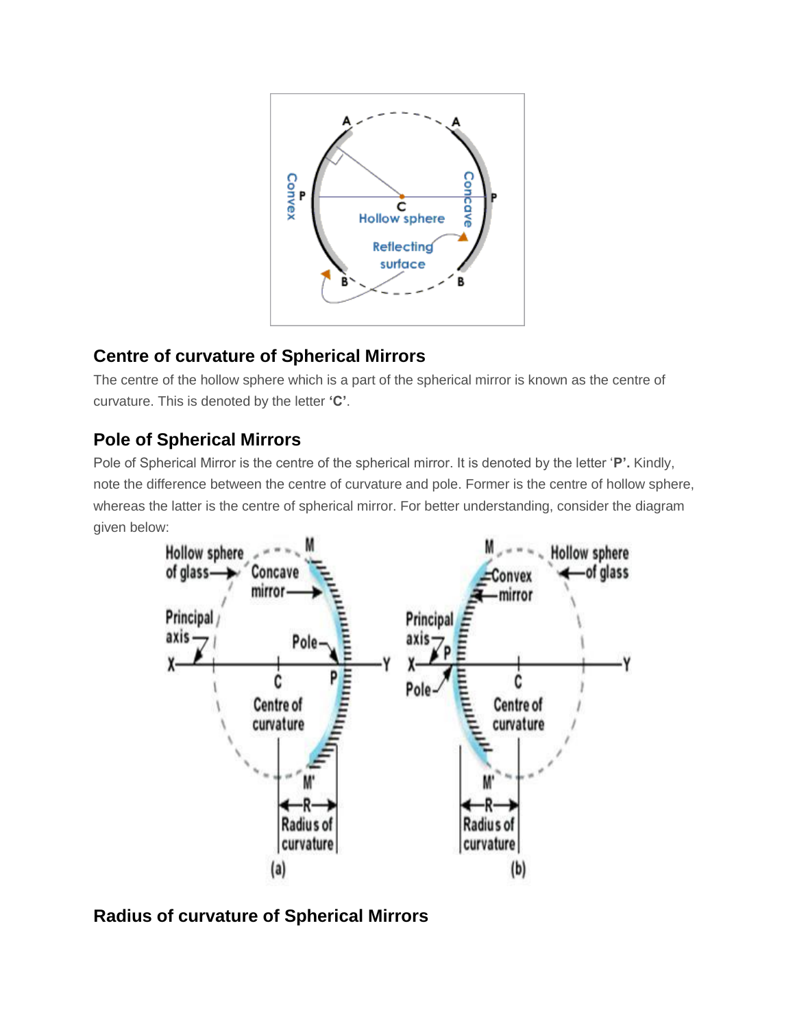## Centre of curvature of Spherical Mirrors

The centre of the hollow sphere which is a part of the spherical mirror is known as the centre of curvature. This is denoted by the letter **'C'**.

## Pole of Spherical Mirrors

Pole of Spherical Mirror is the centre of the spherical mirror. It is denoted by the letter '**P'.** Kindly, note the difference between the centre of curvature and pole. Former is the centre of hollow sphere, whereas the latter is the centre of spherical mirror. For better understanding, consider the diagram given below:

## Radius of curvature of Spherical Mirrors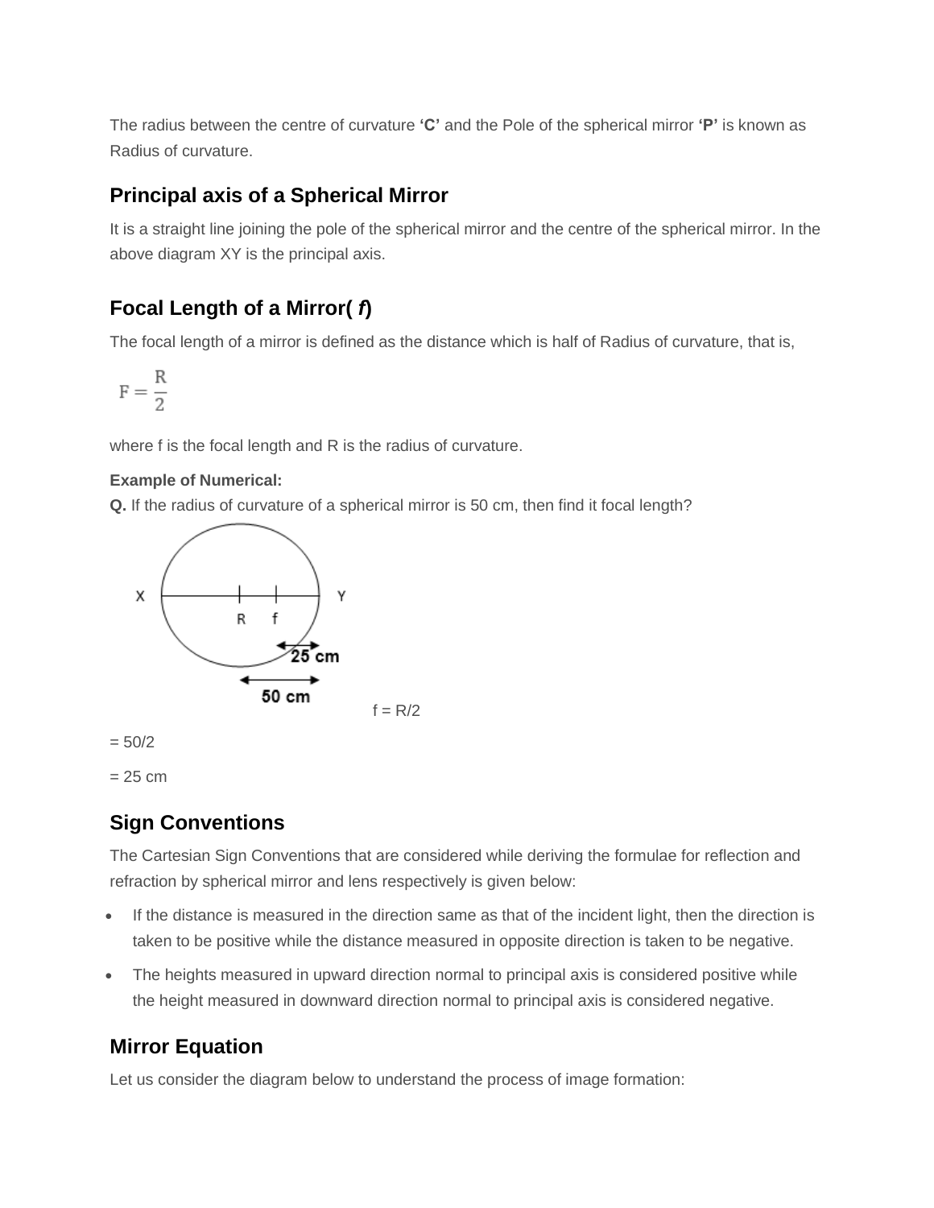The radius between the centre of curvature **'C'** and the Pole of the spherical mirror **'P'** is known as Radius of curvature.

## Principal axis of a Spherical Mirror

It is a straight line joining the pole of the spherical mirror and the centre of the spherical mirror. In the above diagram XY is the principal axis.

## Focal Length of a Mirror( *f*)

The focal length of a mirror is defined as the distance which is half of Radius of curvature, that is,

$$F = \frac{R}{2}$$

where f is the focal length and R is the radius of curvature.

**Example of Numerical:**

**Q.** If the radius of curvature of a spherical mirror is 50 cm, then find it focal length?

f = R/2

= 50/2

= 25 cm

## Sign Conventions

The Cartesian Sign Conventions that are considered while deriving the formulae for reflection and refraction by spherical mirror and lens respectively is given below:

- If the distance is measured in the direction same as that of the incident light, then the direction is taken to be positive while the distance measured in opposite direction is taken to be negative.
- The heights measured in upward direction normal to principal axis is considered positive while the height measured in downward direction normal to principal axis is considered negative.

## Mirror Equation

Let us consider the diagram below to understand the process of image formation: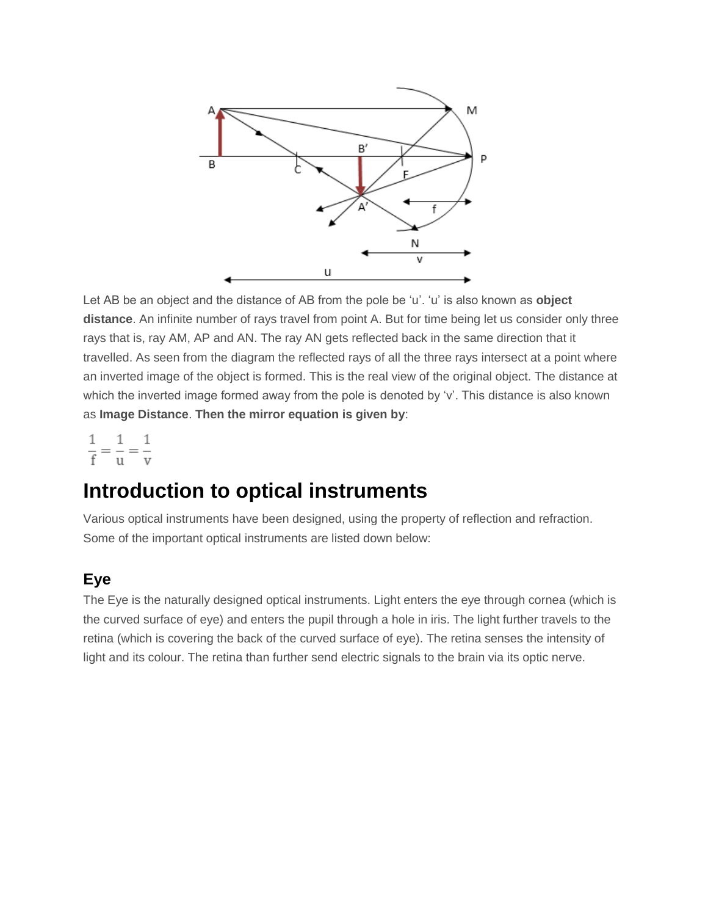Let AB be an object and the distance of AB from the pole be ‘u’. ‘u’ is also known as **object distance**. An infinite number of rays travel from point A. But for time being let us consider only three rays that is, ray AM, AP and AN. The ray AN gets reflected back in the same direction that it travelled. As seen from the diagram the reflected rays of all the three rays intersect at a point where an inverted image of the object is formed. This is the real view of the original object. The distance at which the inverted image formed away from the pole is denoted by ‘v’. This distance is also known as **Image Distance**. **Then the mirror equation is given by**:

$$\frac{1}{f} = \frac{1}{u} = \frac{1}{v}$$

# Introduction to optical instruments

Various optical instruments have been designed, using the property of reflection and refraction. Some of the important optical instruments are listed down below:

## Eye

The Eye is the naturally designed optical instruments. Light enters the eye through cornea (which is the curved surface of eye) and enters the pupil through a hole in iris. The light further travels to the retina (which is covering the back of the curved surface of eye). The retina senses the intensity of light and its colour. The retina than further send electric signals to the brain via its optic nerve.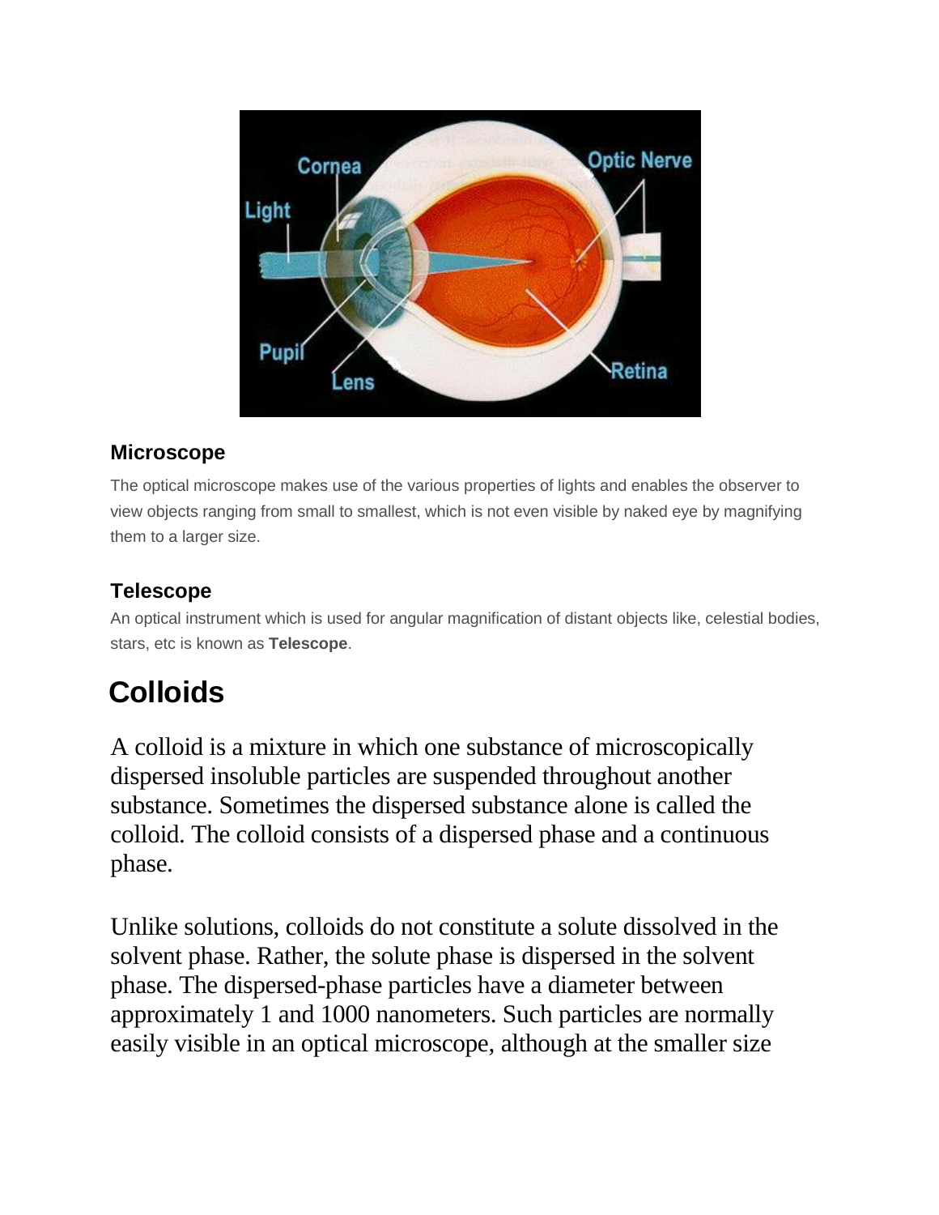### Microscope

The optical microscope makes use of the various properties of lights and enables the observer to view objects ranging from small to smallest, which is not even visible by naked eye by magnifying them to a larger size.

### Telescope

An optical instrument which is used for angular magnification of distant objects like, celestial bodies, stars, etc is known as **Telescope**.

## Colloids

A colloid is a mixture in which one substance of microscopically dispersed insoluble particles are suspended throughout another substance. Sometimes the dispersed substance alone is called the colloid. The colloid consists of a dispersed phase and a continuous phase.

Unlike solutions, colloids do not constitute a solute dissolved in the solvent phase. Rather, the solute phase is dispersed in the solvent phase. The dispersed-phase particles have a diameter between approximately 1 and 1000 nanometers. Such particles are normally easily visible in an optical microscope, although at the smaller size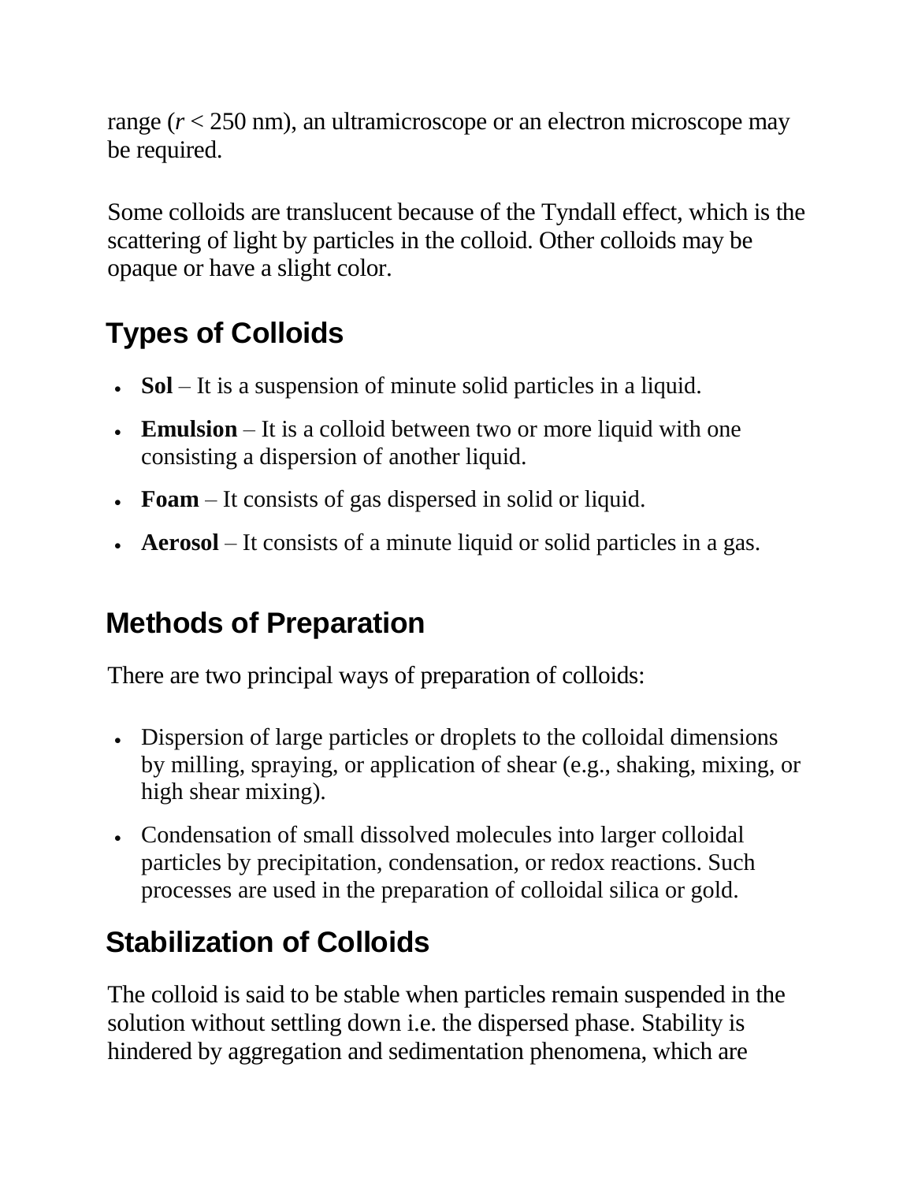range ($r$ < 250 nm), an ultramicroscope or an electron microscope may be required.

Some colloids are translucent because of the Tyndall effect, which is the scattering of light by particles in the colloid. Other colloids may be opaque or have a slight color.

## Types of Colloids

- **Sol** – It is a suspension of minute solid particles in a liquid.
- **Emulsion** – It is a colloid between two or more liquid with one consisting a dispersion of another liquid.
- **Foam** – It consists of gas dispersed in solid or liquid.
- **Aerosol** – It consists of a minute liquid or solid particles in a gas.

## Methods of Preparation

There are two principal ways of preparation of colloids:

- Dispersion of large particles or droplets to the colloidal dimensions by milling, spraying, or application of shear (e.g., shaking, mixing, or high shear mixing).
- Condensation of small dissolved molecules into larger colloidal particles by precipitation, condensation, or redox reactions. Such processes are used in the preparation of colloidal silica or gold.

## Stabilization of Colloids

The colloid is said to be stable when particles remain suspended in the solution without settling down i.e. the dispersed phase. Stability is hindered by aggregation and sedimentation phenomena, which are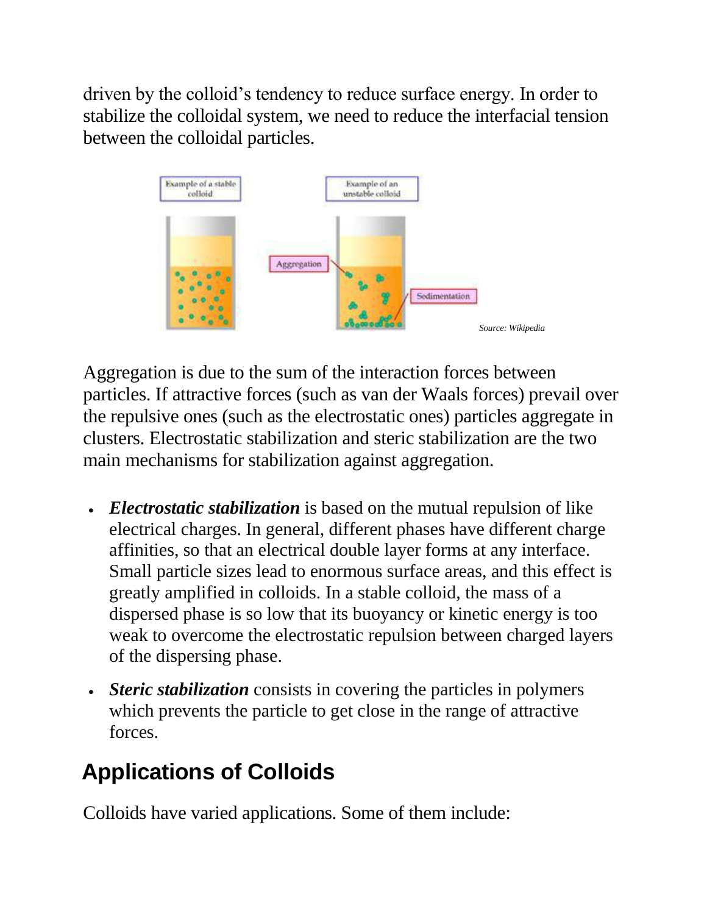driven by the colloid's tendency to reduce surface energy. In order to stabilize the colloidal system, we need to reduce the interfacial tension between the colloidal particles.

Example of a stable colloid

Example of an unstable colloid

Aggregation

Sedimentation

*Source: Wikipedia*

Aggregation is due to the sum of the interaction forces between particles. If attractive forces (such as van der Waals forces) prevail over the repulsive ones (such as the electrostatic ones) particles aggregate in clusters. Electrostatic stabilization and steric stabilization are the two main mechanisms for stabilization against aggregation.

- ***Electrostatic stabilization*** is based on the mutual repulsion of like electrical charges. In general, different phases have different charge affinities, so that an electrical double layer forms at any interface. Small particle sizes lead to enormous surface areas, and this effect is greatly amplified in colloids. In a stable colloid, the mass of a dispersed phase is so low that its buoyancy or kinetic energy is too weak to overcome the electrostatic repulsion between charged layers of the dispersing phase.
- ***Steric stabilization*** consists in covering the particles in polymers which prevents the particle to get close in the range of attractive forces.

## Applications of Colloids

Colloids have varied applications. Some of them include: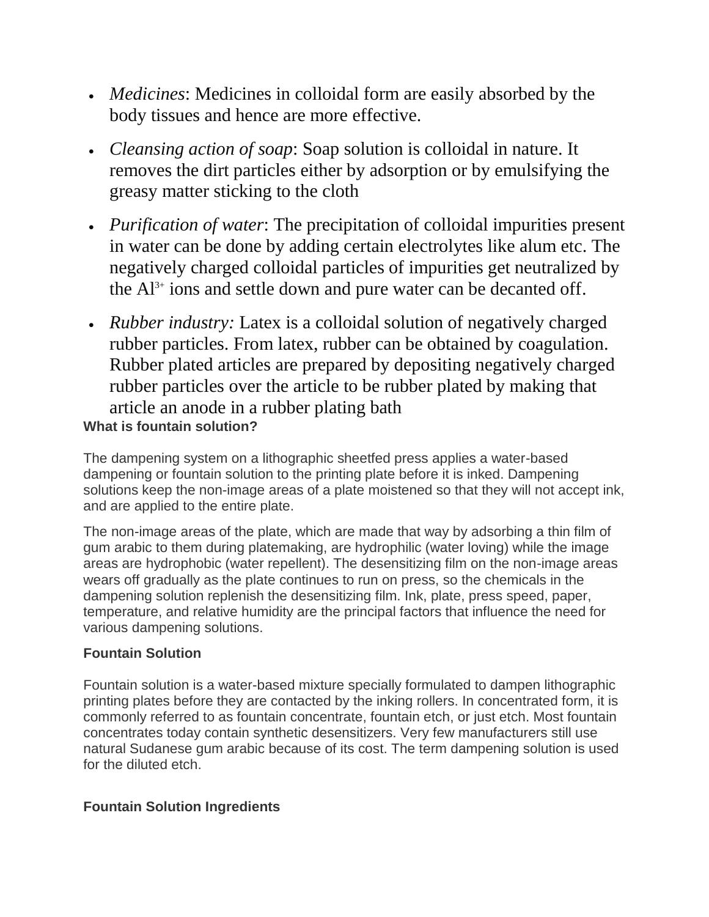- *Medicines*: Medicines in colloidal form are easily absorbed by the body tissues and hence are more effective.
- *Cleansing action of soap*: Soap solution is colloidal in nature. It removes the dirt particles either by adsorption or by emulsifying the greasy matter sticking to the cloth
- *Purification of water*: The precipitation of colloidal impurities present in water can be done by adding certain electrolytes like alum etc. The negatively charged colloidal particles of impurities get neutralized by the $Al^{3+}$ ions and settle down and pure water can be decanted off.
- *Rubber industry:* Latex is a colloidal solution of negatively charged rubber particles. From latex, rubber can be obtained by coagulation. Rubber plated articles are prepared by depositing negatively charged rubber particles over the article to be rubber plated by making that article an anode in a rubber plating bath

**What is fountain solution?**

The dampening system on a lithographic sheetfed press applies a water-based dampening or fountain solution to the printing plate before it is inked. Dampening solutions keep the non-image areas of a plate moistened so that they will not accept ink, and are applied to the entire plate.

The non-image areas of the plate, which are made that way by adsorbing a thin film of gum arabic to them during platemaking, are hydrophilic (water loving) while the image areas are hydrophobic (water repellent). The desensitizing film on the non-image areas wears off gradually as the plate continues to run on press, so the chemicals in the dampening solution replenish the desensitizing film. Ink, plate, press speed, paper, temperature, and relative humidity are the principal factors that influence the need for various dampening solutions.

**Fountain Solution**

Fountain solution is a water-based mixture specially formulated to dampen lithographic printing plates before they are contacted by the inking rollers. In concentrated form, it is commonly referred to as fountain concentrate, fountain etch, or just etch. Most fountain concentrates today contain synthetic desensitizers. Very few manufacturers still use natural Sudanese gum arabic because of its cost. The term dampening solution is used for the diluted etch.

**Fountain Solution Ingredients**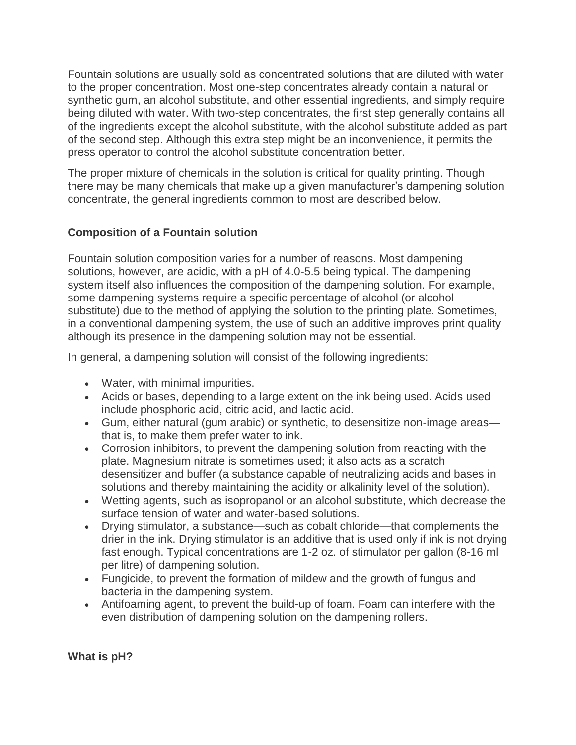Fountain solutions are usually sold as concentrated solutions that are diluted with water to the proper concentration. Most one-step concentrates already contain a natural or synthetic gum, an alcohol substitute, and other essential ingredients, and simply require being diluted with water. With two-step concentrates, the first step generally contains all of the ingredients except the alcohol substitute, with the alcohol substitute added as part of the second step. Although this extra step might be an inconvenience, it permits the press operator to control the alcohol substitute concentration better.

The proper mixture of chemicals in the solution is critical for quality printing. Though there may be many chemicals that make up a given manufacturer's dampening solution concentrate, the general ingredients common to most are described below.

### Composition of a Fountain solution

Fountain solution composition varies for a number of reasons. Most dampening solutions, however, are acidic, with a pH of 4.0-5.5 being typical. The dampening system itself also influences the composition of the dampening solution. For example, some dampening systems require a specific percentage of alcohol (or alcohol substitute) due to the method of applying the solution to the printing plate. Sometimes, in a conventional dampening system, the use of such an additive improves print quality although its presence in the dampening solution may not be essential.

In general, a dampening solution will consist of the following ingredients:

- Water, with minimal impurities.
- Acids or bases, depending to a large extent on the ink being used. Acids used include phosphoric acid, citric acid, and lactic acid.
- Gum, either natural (gum arabic) or synthetic, to desensitize non-image areas—that is, to make them prefer water to ink.
- Corrosion inhibitors, to prevent the dampening solution from reacting with the plate. Magnesium nitrate is sometimes used; it also acts as a scratch desensitizer and buffer (a substance capable of neutralizing acids and bases in solutions and thereby maintaining the acidity or alkalinity level of the solution).
- Wetting agents, such as isopropanol or an alcohol substitute, which decrease the surface tension of water and water-based solutions.
- Drying stimulator, a substance—such as cobalt chloride—that complements the drier in the ink. Drying stimulator is an additive that is used only if ink is not drying fast enough. Typical concentrations are 1-2 oz. of stimulator per gallon (8-16 ml per litre) of dampening solution.
- Fungicide, to prevent the formation of mildew and the growth of fungus and bacteria in the dampening system.
- Antifoaming agent, to prevent the build-up of foam. Foam can interfere with the even distribution of dampening solution on the dampening rollers.

### What is pH?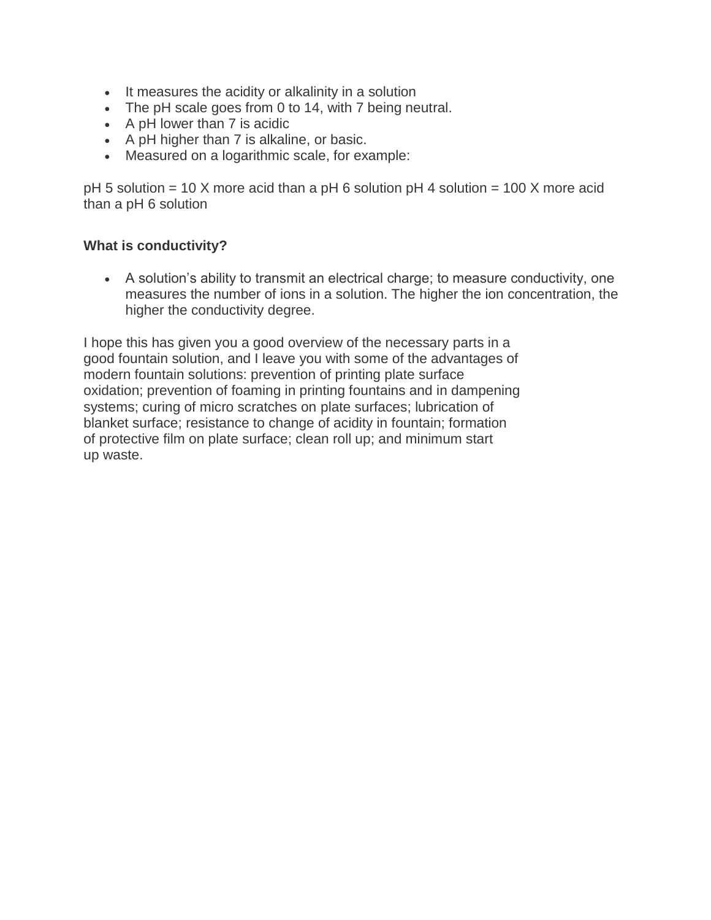- It measures the acidity or alkalinity in a solution
- The pH scale goes from 0 to 14, with 7 being neutral.
- A pH lower than 7 is acidic
- A pH higher than 7 is alkaline, or basic.
- Measured on a logarithmic scale, for example:

pH 5 solution = 10 X more acid than a pH 6 solution pH 4 solution = 100 X more acid than a pH 6 solution

**What is conductivity?**

- A solution's ability to transmit an electrical charge; to measure conductivity, one measures the number of ions in a solution. The higher the ion concentration, the higher the conductivity degree.

I hope this has given you a good overview of the necessary parts in a good fountain solution, and I leave you with some of the advantages of modern fountain solutions: prevention of printing plate surface oxidation; prevention of foaming in printing fountains and in dampening systems; curing of micro scratches on plate surfaces; lubrication of blanket surface; resistance to change of acidity in fountain; formation of protective film on plate surface; clean roll up; and minimum start up waste.